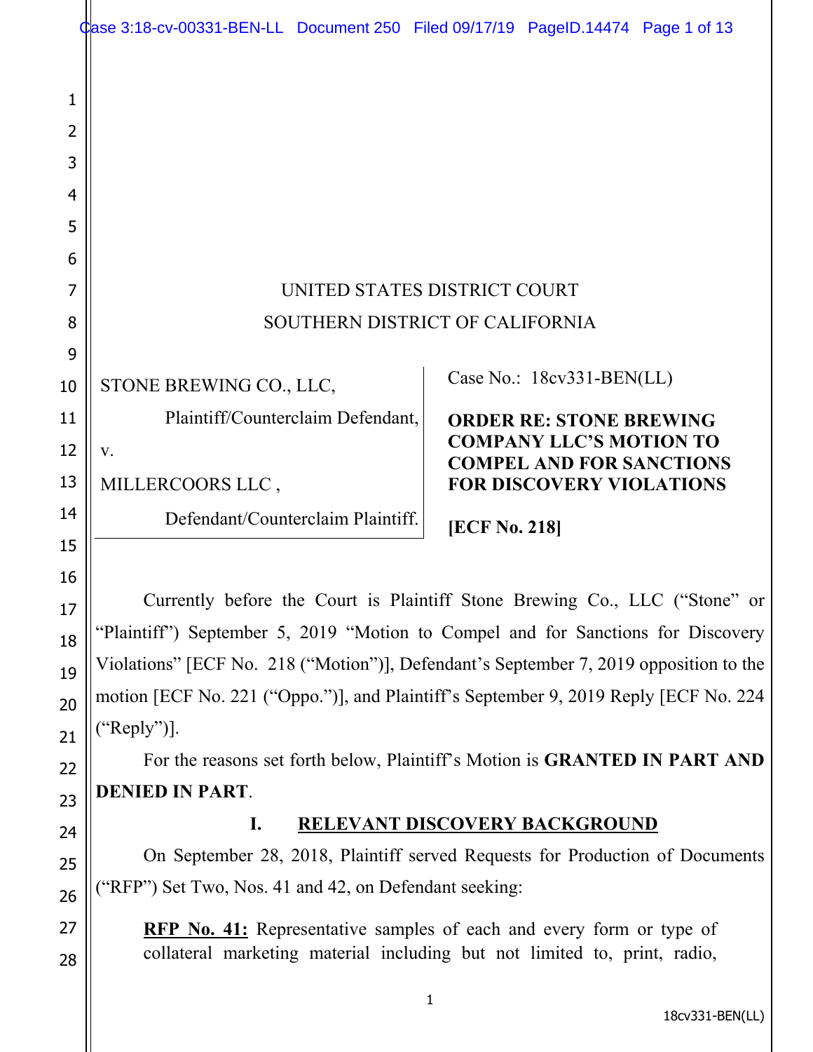UNITED STATES DISTRICT COURT
SOUTHERN DISTRICT OF CALIFORNIA

| | |
|---|---|
| STONE BREWING CO., LLC,<br>Plaintiff/Counterclaim Defendant,<br>v.<br>MILLERCOORS LLC ,<br>Defendant/Counterclaim Plaintiff. | Case No.: 18cv331-BEN(LL)<br>**ORDER RE: STONE BREWING COMPANY LLC'S MOTION TO COMPEL AND FOR SANCTIONS FOR DISCOVERY VIOLATIONS**<br>**[ECF No. 218]** |

Currently before the Court is Plaintiff Stone Brewing Co., LLC ("Stone" or "Plaintiff") September 5, 2019 "Motion to Compel and for Sanctions for Discovery Violations" [ECF No. 218 ("Motion")], Defendant's September 7, 2019 opposition to the motion [ECF No. 221 ("Oppo.")], and Plaintiff's September 9, 2019 Reply [ECF No. 224 ("Reply")].

For the reasons set forth below, Plaintiff's Motion is **GRANTED IN PART AND DENIED IN PART**.

## I. RELEVANT DISCOVERY BACKGROUND

On September 28, 2018, Plaintiff served Requests for Production of Documents ("RFP") Set Two, Nos. 41 and 42, on Defendant seeking:

> **RFP No. 41:** Representative samples of each and every form or type of collateral marketing material including but not limited to, print, radio,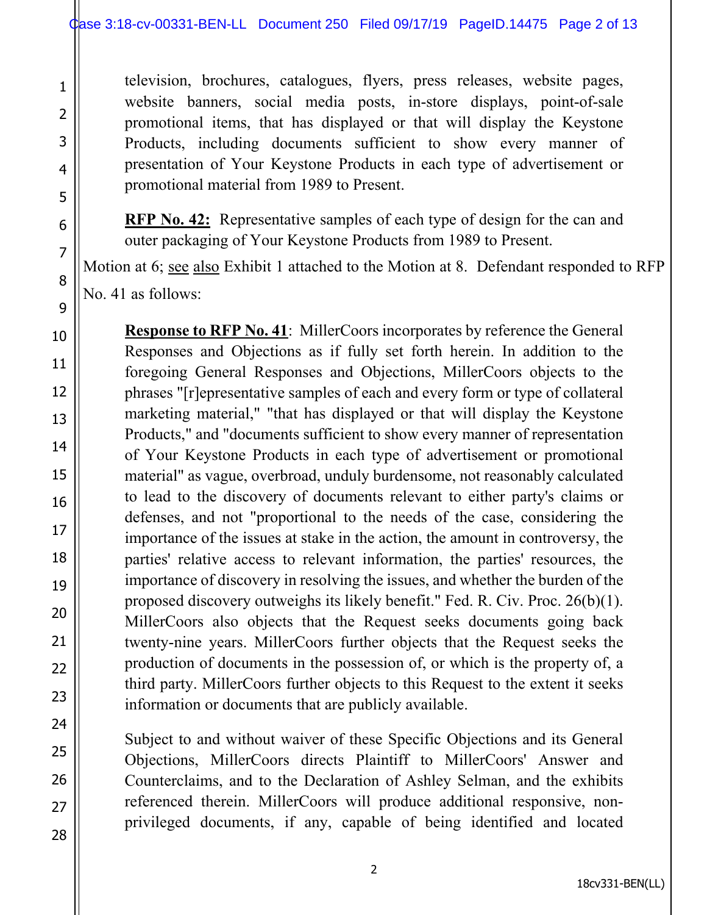television, brochures, catalogues, flyers, press releases, website pages, website banners, social media posts, in-store displays, point-of-sale promotional items, that has displayed or that will display the Keystone Products, including documents sufficient to show every manner of presentation of Your Keystone Products in each type of advertisement or promotional material from 1989 to Present.

> **RFP No. 42:** Representative samples of each type of design for the can and outer packaging of Your Keystone Products from 1989 to Present.

Motion at 6; see also Exhibit 1 attached to the Motion at 8. Defendant responded to RFP No. 41 as follows:

> **Response to RFP No. 41**: MillerCoors incorporates by reference the General Responses and Objections as if fully set forth herein. In addition to the foregoing General Responses and Objections, MillerCoors objects to the phrases "[r]epresentative samples of each and every form or type of collateral marketing material," "that has displayed or that will display the Keystone Products," and "documents sufficient to show every manner of representation of Your Keystone Products in each type of advertisement or promotional material" as vague, overbroad, unduly burdensome, not reasonably calculated to lead to the discovery of documents relevant to either party's claims or defenses, and not "proportional to the needs of the case, considering the importance of the issues at stake in the action, the amount in controversy, the parties' relative access to relevant information, the parties' resources, the importance of discovery in resolving the issues, and whether the burden of the proposed discovery outweighs its likely benefit." Fed. R. Civ. Proc. 26(b)(1). MillerCoors also objects that the Request seeks documents going back twenty-nine years. MillerCoors further objects that the Request seeks the production of documents in the possession of, or which is the property of, a third party. MillerCoors further objects to this Request to the extent it seeks information or documents that are publicly available.
>
> Subject to and without waiver of these Specific Objections and its General Objections, MillerCoors directs Plaintiff to MillerCoors' Answer and Counterclaims, and to the Declaration of Ashley Selman, and the exhibits referenced therein. MillerCoors will produce additional responsive, non-privileged documents, if any, capable of being identified and located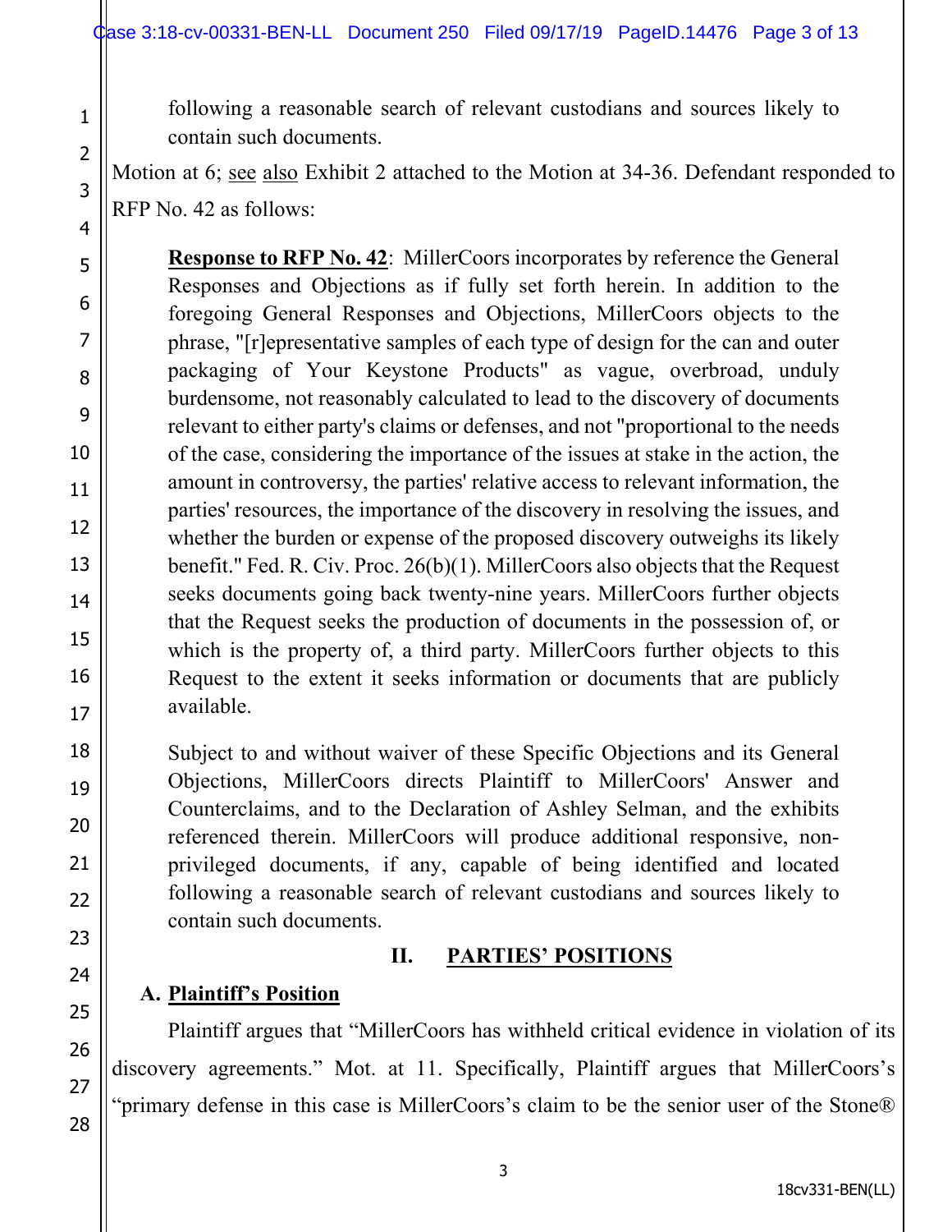> following a reasonable search of relevant custodians and sources likely to contain such documents.

Motion at 6; see also Exhibit 2 attached to the Motion at 34-36. Defendant responded to RFP No. 42 as follows:

> **Response to RFP No. 42**: MillerCoors incorporates by reference the General Responses and Objections as if fully set forth herein. In addition to the foregoing General Responses and Objections, MillerCoors objects to the phrase, "[r]epresentative samples of each type of design for the can and outer packaging of Your Keystone Products" as vague, overbroad, unduly burdensome, not reasonably calculated to lead to the discovery of documents relevant to either party's claims or defenses, and not "proportional to the needs of the case, considering the importance of the issues at stake in the action, the amount in controversy, the parties' relative access to relevant information, the parties' resources, the importance of the discovery in resolving the issues, and whether the burden or expense of the proposed discovery outweighs its likely benefit." Fed. R. Civ. Proc. 26(b)(1). MillerCoors also objects that the Request seeks documents going back twenty-nine years. MillerCoors further objects that the Request seeks the production of documents in the possession of, or which is the property of, a third party. MillerCoors further objects to this Request to the extent it seeks information or documents that are publicly available.
>
> Subject to and without waiver of these Specific Objections and its General Objections, MillerCoors directs Plaintiff to MillerCoors' Answer and Counterclaims, and to the Declaration of Ashley Selman, and the exhibits referenced therein. MillerCoors will produce additional responsive, non-privileged documents, if any, capable of being identified and located following a reasonable search of relevant custodians and sources likely to contain such documents.

## II. PARTIES' POSITIONS

### A. Plaintiff's Position

Plaintiff argues that "MillerCoors has withheld critical evidence in violation of its discovery agreements." Mot. at 11. Specifically, Plaintiff argues that MillerCoors's "primary defense in this case is MillerCoors's claim to be the senior user of the Stone®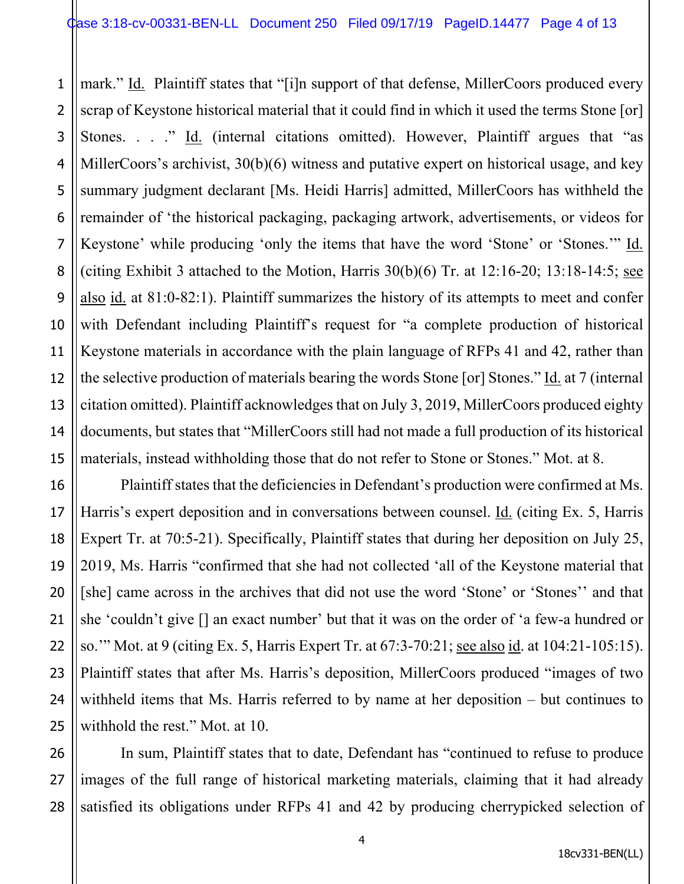mark." Id. Plaintiff states that "[i]n support of that defense, MillerCoors produced every scrap of Keystone historical material that it could find in which it used the terms Stone [or] Stones. . . ." Id. (internal citations omitted). However, Plaintiff argues that "as MillerCoors's archivist, 30(b)(6) witness and putative expert on historical usage, and key summary judgment declarant [Ms. Heidi Harris] admitted, MillerCoors has withheld the remainder of 'the historical packaging, packaging artwork, advertisements, or videos for Keystone' while producing 'only the items that have the word 'Stone' or 'Stones.'" Id. (citing Exhibit 3 attached to the Motion, Harris 30(b)(6) Tr. at 12:16-20; 13:18-14:5; see also id. at 81:0-82:1). Plaintiff summarizes the history of its attempts to meet and confer with Defendant including Plaintiff's request for "a complete production of historical Keystone materials in accordance with the plain language of RFPs 41 and 42, rather than the selective production of materials bearing the words Stone [or] Stones." Id. at 7 (internal citation omitted). Plaintiff acknowledges that on July 3, 2019, MillerCoors produced eighty documents, but states that "MillerCoors still had not made a full production of its historical materials, instead withholding those that do not refer to Stone or Stones." Mot. at 8.

Plaintiff states that the deficiencies in Defendant's production were confirmed at Ms. Harris's expert deposition and in conversations between counsel. Id. (citing Ex. 5, Harris Expert Tr. at 70:5-21). Specifically, Plaintiff states that during her deposition on July 25, 2019, Ms. Harris "confirmed that she had not collected 'all of the Keystone material that [she] came across in the archives that did not use the word 'Stone' or 'Stones'' and that she 'couldn't give [] an exact number' but that it was on the order of 'a few-a hundred or so.'" Mot. at 9 (citing Ex. 5, Harris Expert Tr. at 67:3-70:21; see also id. at 104:21-105:15). Plaintiff states that after Ms. Harris's deposition, MillerCoors produced "images of two withheld items that Ms. Harris referred to by name at her deposition – but continues to withhold the rest." Mot. at 10.

In sum, Plaintiff states that to date, Defendant has "continued to refuse to produce images of the full range of historical marketing materials, claiming that it had already satisfied its obligations under RFPs 41 and 42 by producing cherrypicked selection of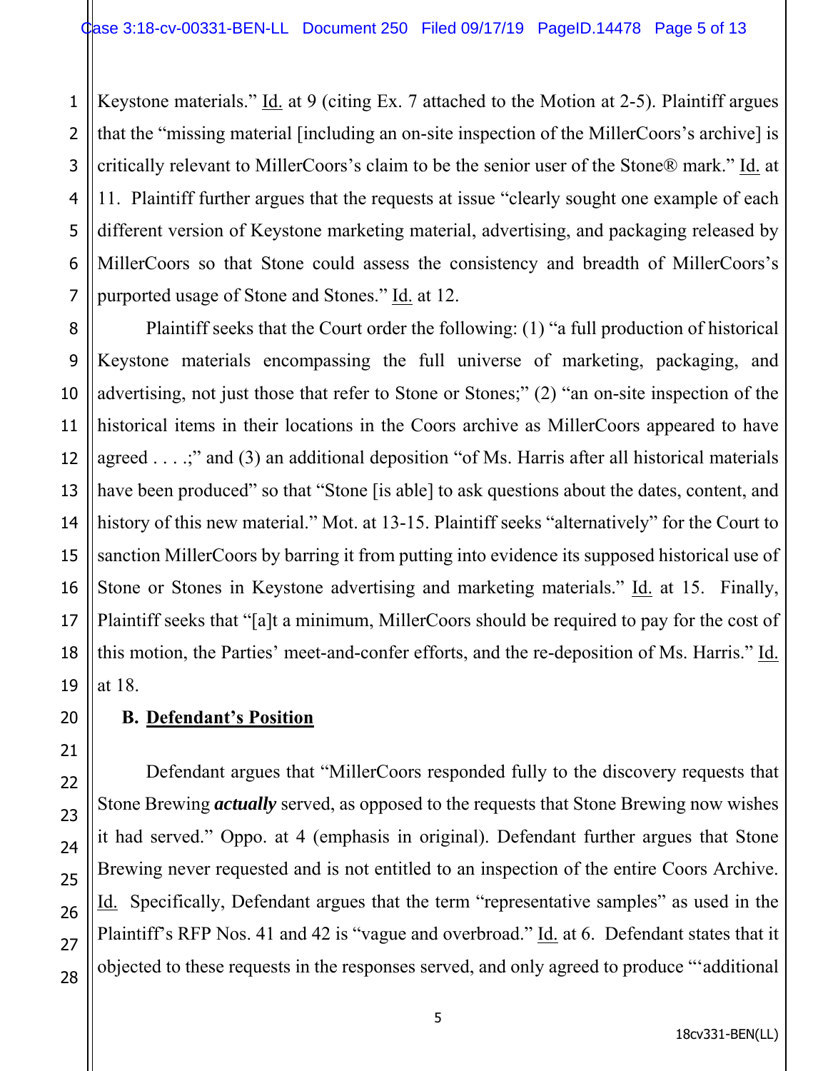Keystone materials." Id. at 9 (citing Ex. 7 attached to the Motion at 2-5). Plaintiff argues that the "missing material [including an on-site inspection of the MillerCoors's archive] is critically relevant to MillerCoors's claim to be the senior user of the Stone® mark." Id. at 11. Plaintiff further argues that the requests at issue "clearly sought one example of each different version of Keystone marketing material, advertising, and packaging released by MillerCoors so that Stone could assess the consistency and breadth of MillerCoors's purported usage of Stone and Stones." Id. at 12.

Plaintiff seeks that the Court order the following: (1) "a full production of historical Keystone materials encompassing the full universe of marketing, packaging, and advertising, not just those that refer to Stone or Stones;" (2) "an on-site inspection of the historical items in their locations in the Coors archive as MillerCoors appeared to have agreed . . . .;" and (3) an additional deposition "of Ms. Harris after all historical materials have been produced" so that "Stone [is able] to ask questions about the dates, content, and history of this new material." Mot. at 13-15. Plaintiff seeks "alternatively" for the Court to sanction MillerCoors by barring it from putting into evidence its supposed historical use of Stone or Stones in Keystone advertising and marketing materials." Id. at 15. Finally, Plaintiff seeks that "[a]t a minimum, MillerCoors should be required to pay for the cost of this motion, the Parties' meet-and-confer efforts, and the re-deposition of Ms. Harris." Id. at 18.

**B. Defendant's Position**

Defendant argues that "MillerCoors responded fully to the discovery requests that Stone Brewing ***actually*** served, as opposed to the requests that Stone Brewing now wishes it had served." Oppo. at 4 (emphasis in original). Defendant further argues that Stone Brewing never requested and is not entitled to an inspection of the entire Coors Archive. Id. Specifically, Defendant argues that the term "representative samples" as used in the Plaintiff's RFP Nos. 41 and 42 is "vague and overbroad." Id. at 6. Defendant states that it objected to these requests in the responses served, and only agreed to produce "'additional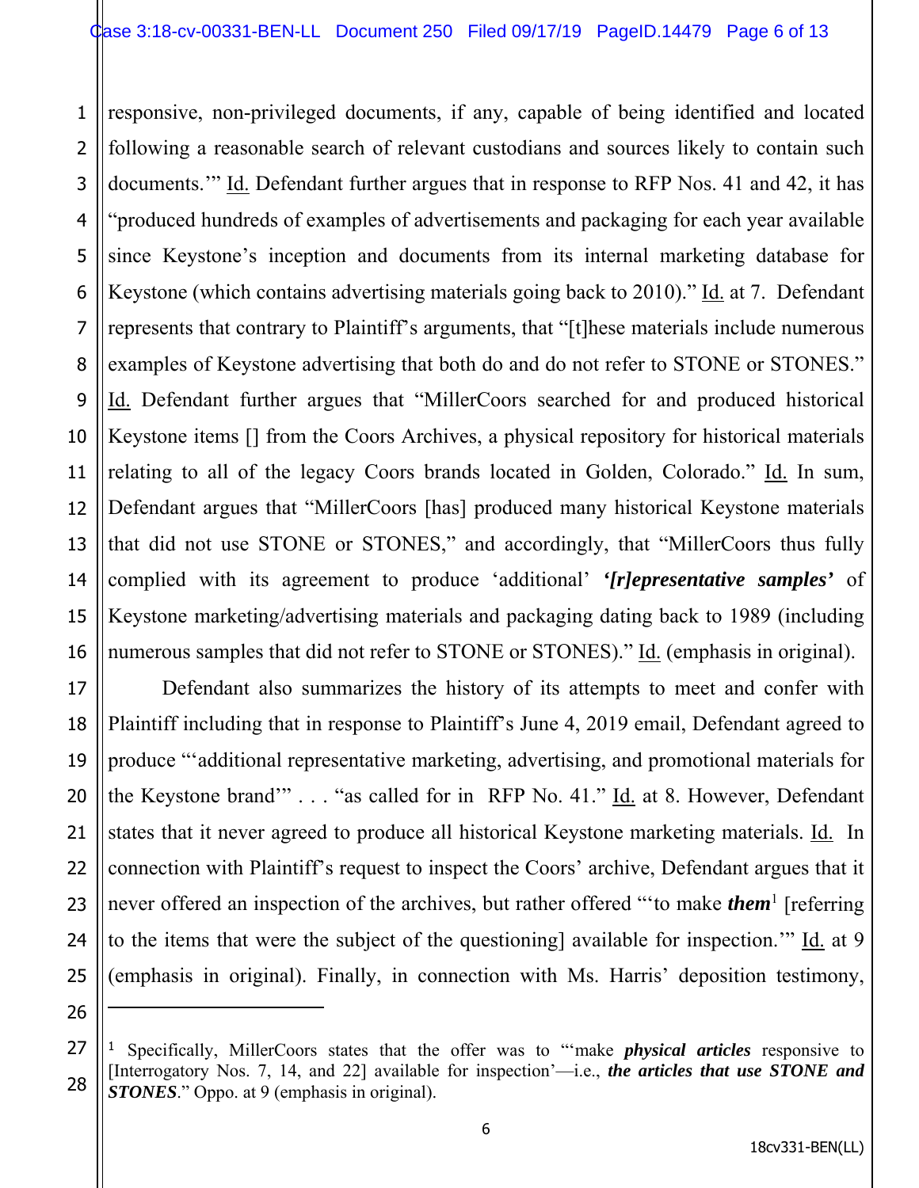responsive, non-privileged documents, if any, capable of being identified and located following a reasonable search of relevant custodians and sources likely to contain such documents.'" Id. Defendant further argues that in response to RFP Nos. 41 and 42, it has "produced hundreds of examples of advertisements and packaging for each year available since Keystone's inception and documents from its internal marketing database for Keystone (which contains advertising materials going back to 2010)." Id. at 7. Defendant represents that contrary to Plaintiff's arguments, that "[t]hese materials include numerous examples of Keystone advertising that both do and do not refer to STONE or STONES." Id. Defendant further argues that "MillerCoors searched for and produced historical Keystone items [] from the Coors Archives, a physical repository for historical materials relating to all of the legacy Coors brands located in Golden, Colorado." Id. In sum, Defendant argues that "MillerCoors [has] produced many historical Keystone materials that did not use STONE or STONES," and accordingly, that "MillerCoors thus fully complied with its agreement to produce 'additional' ***'[r]epresentative samples'*** of Keystone marketing/advertising materials and packaging dating back to 1989 (including numerous samples that did not refer to STONE or STONES)." Id. (emphasis in original).

Defendant also summarizes the history of its attempts to meet and confer with Plaintiff including that in response to Plaintiff's June 4, 2019 email, Defendant agreed to produce "'additional representative marketing, advertising, and promotional materials for the Keystone brand'" . . . "as called for in RFP No. 41." Id. at 8. However, Defendant states that it never agreed to produce all historical Keystone marketing materials. Id. In connection with Plaintiff's request to inspect the Coors' archive, Defendant argues that it never offered an inspection of the archives, but rather offered "'to make ***them***[1] [referring to the items that were the subject of the questioning] available for inspection.'" Id. at 9 (emphasis in original). Finally, in connection with Ms. Harris' deposition testimony,

---

[1] Specifically, MillerCoors states that the offer was to "'make ***physical articles*** responsive to [Interrogatory Nos. 7, 14, and 22] available for inspection'—i.e., ***the articles that use STONE and STONES***." Oppo. at 9 (emphasis in original).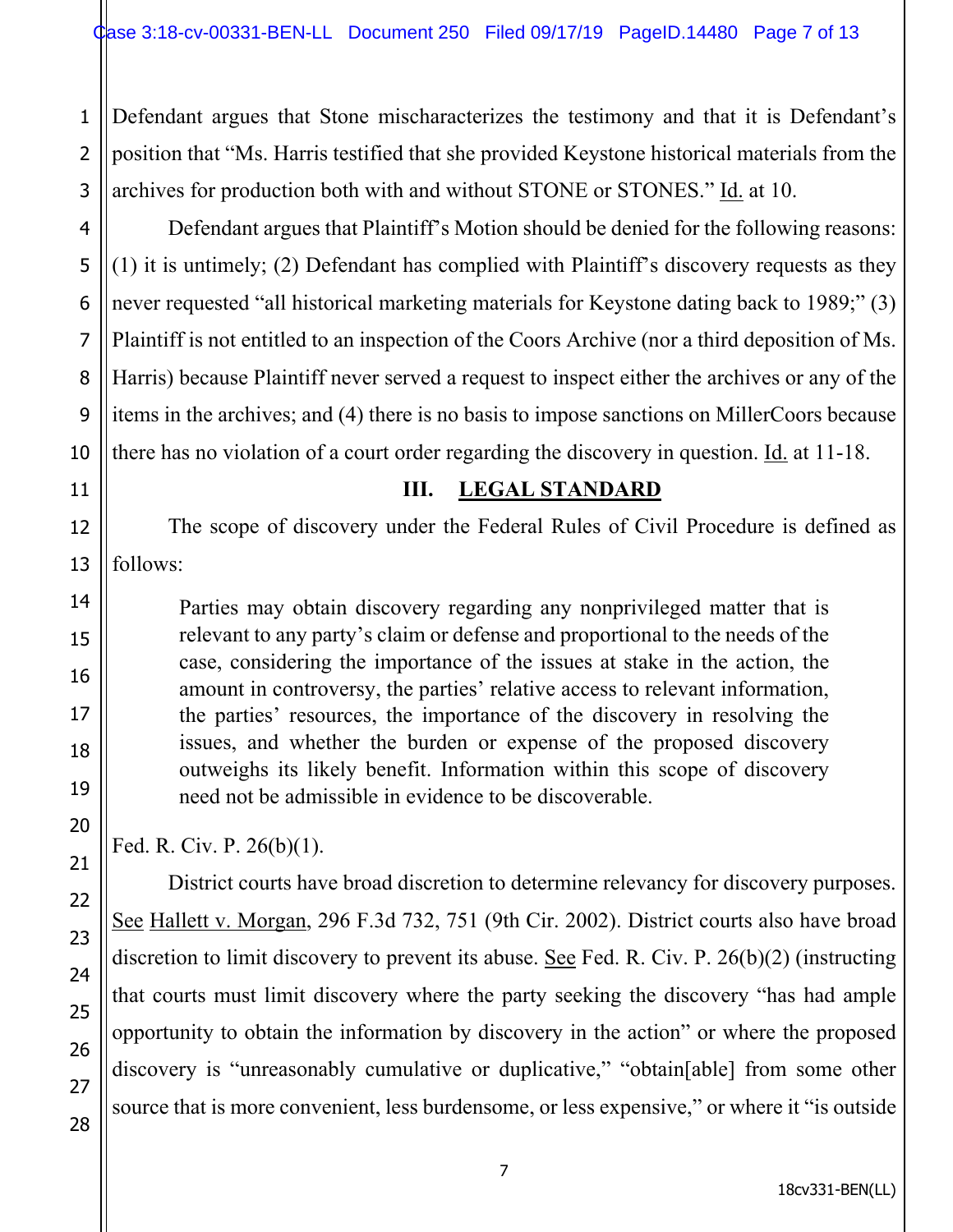Defendant argues that Stone mischaracterizes the testimony and that it is Defendant's position that "Ms. Harris testified that she provided Keystone historical materials from the archives for production both with and without STONE or STONES." Id. at 10.

Defendant argues that Plaintiff's Motion should be denied for the following reasons: (1) it is untimely; (2) Defendant has complied with Plaintiff's discovery requests as they never requested "all historical marketing materials for Keystone dating back to 1989;" (3) Plaintiff is not entitled to an inspection of the Coors Archive (nor a third deposition of Ms. Harris) because Plaintiff never served a request to inspect either the archives or any of the items in the archives; and (4) there is no basis to impose sanctions on MillerCoors because there has no violation of a court order regarding the discovery in question. Id. at 11-18.

## III. LEGAL STANDARD

The scope of discovery under the Federal Rules of Civil Procedure is defined as follows:

> Parties may obtain discovery regarding any nonprivileged matter that is relevant to any party's claim or defense and proportional to the needs of the case, considering the importance of the issues at stake in the action, the amount in controversy, the parties' relative access to relevant information, the parties' resources, the importance of the discovery in resolving the issues, and whether the burden or expense of the proposed discovery outweighs its likely benefit. Information within this scope of discovery need not be admissible in evidence to be discoverable.

Fed. R. Civ. P. 26(b)(1).

District courts have broad discretion to determine relevancy for discovery purposes. See Hallett v. Morgan, 296 F.3d 732, 751 (9th Cir. 2002). District courts also have broad discretion to limit discovery to prevent its abuse. See Fed. R. Civ. P. 26(b)(2) (instructing that courts must limit discovery where the party seeking the discovery "has had ample opportunity to obtain the information by discovery in the action" or where the proposed discovery is "unreasonably cumulative or duplicative," "obtain[able] from some other source that is more convenient, less burdensome, or less expensive," or where it "is outside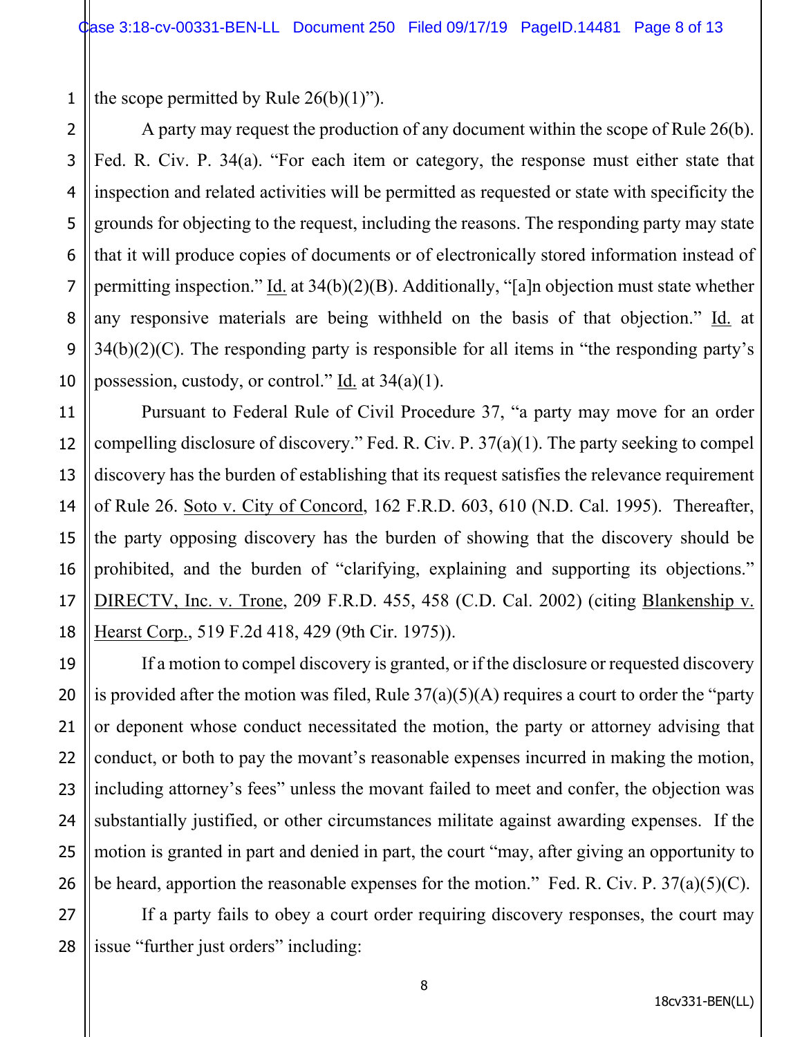the scope permitted by Rule 26(b)(1)").

A party may request the production of any document within the scope of Rule 26(b). Fed. R. Civ. P. 34(a). "For each item or category, the response must either state that inspection and related activities will be permitted as requested or state with specificity the grounds for objecting to the request, including the reasons. The responding party may state that it will produce copies of documents or of electronically stored information instead of permitting inspection." Id. at 34(b)(2)(B). Additionally, "[a]n objection must state whether any responsive materials are being withheld on the basis of that objection." Id. at 34(b)(2)(C). The responding party is responsible for all items in "the responding party's possession, custody, or control." Id. at 34(a)(1).

Pursuant to Federal Rule of Civil Procedure 37, "a party may move for an order compelling disclosure of discovery." Fed. R. Civ. P. 37(a)(1). The party seeking to compel discovery has the burden of establishing that its request satisfies the relevance requirement of Rule 26. Soto v. City of Concord, 162 F.R.D. 603, 610 (N.D. Cal. 1995). Thereafter, the party opposing discovery has the burden of showing that the discovery should be prohibited, and the burden of "clarifying, explaining and supporting its objections." DIRECTV, Inc. v. Trone, 209 F.R.D. 455, 458 (C.D. Cal. 2002) (citing Blankenship v. Hearst Corp., 519 F.2d 418, 429 (9th Cir. 1975)).

If a motion to compel discovery is granted, or if the disclosure or requested discovery is provided after the motion was filed, Rule 37(a)(5)(A) requires a court to order the "party or deponent whose conduct necessitated the motion, the party or attorney advising that conduct, or both to pay the movant's reasonable expenses incurred in making the motion, including attorney's fees" unless the movant failed to meet and confer, the objection was substantially justified, or other circumstances militate against awarding expenses. If the motion is granted in part and denied in part, the court "may, after giving an opportunity to be heard, apportion the reasonable expenses for the motion." Fed. R. Civ. P. 37(a)(5)(C).

If a party fails to obey a court order requiring discovery responses, the court may issue "further just orders" including: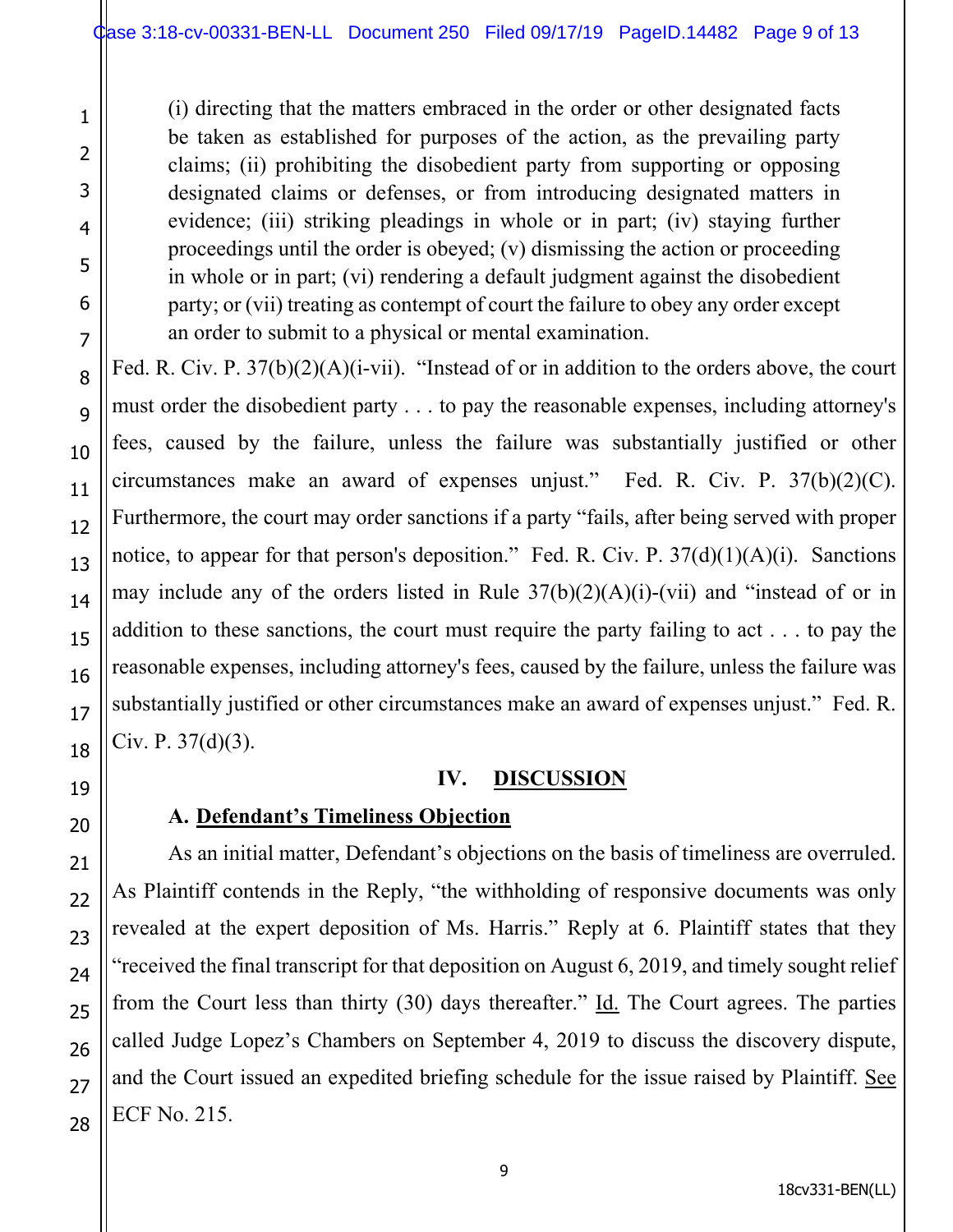> (i) directing that the matters embraced in the order or other designated facts be taken as established for purposes of the action, as the prevailing party claims; (ii) prohibiting the disobedient party from supporting or opposing designated claims or defenses, or from introducing designated matters in evidence; (iii) striking pleadings in whole or in part; (iv) staying further proceedings until the order is obeyed; (v) dismissing the action or proceeding in whole or in part; (vi) rendering a default judgment against the disobedient party; or (vii) treating as contempt of court the failure to obey any order except an order to submit to a physical or mental examination.

Fed. R. Civ. P. 37(b)(2)(A)(i-vii). "Instead of or in addition to the orders above, the court must order the disobedient party . . . to pay the reasonable expenses, including attorney's fees, caused by the failure, unless the failure was substantially justified or other circumstances make an award of expenses unjust." Fed. R. Civ. P. 37(b)(2)(C). Furthermore, the court may order sanctions if a party "fails, after being served with proper notice, to appear for that person's deposition." Fed. R. Civ. P. 37(d)(1)(A)(i). Sanctions may include any of the orders listed in Rule 37(b)(2)(A)(i)-(vii) and "instead of or in addition to these sanctions, the court must require the party failing to act . . . to pay the reasonable expenses, including attorney's fees, caused by the failure, unless the failure was substantially justified or other circumstances make an award of expenses unjust." Fed. R. Civ. P. 37(d)(3).

## IV. DISCUSSION

### A. Defendant's Timeliness Objection

As an initial matter, Defendant's objections on the basis of timeliness are overruled. As Plaintiff contends in the Reply, "the withholding of responsive documents was only revealed at the expert deposition of Ms. Harris." Reply at 6. Plaintiff states that they "received the final transcript for that deposition on August 6, 2019, and timely sought relief from the Court less than thirty (30) days thereafter." Id. The Court agrees. The parties called Judge Lopez's Chambers on September 4, 2019 to discuss the discovery dispute, and the Court issued an expedited briefing schedule for the issue raised by Plaintiff. See ECF No. 215.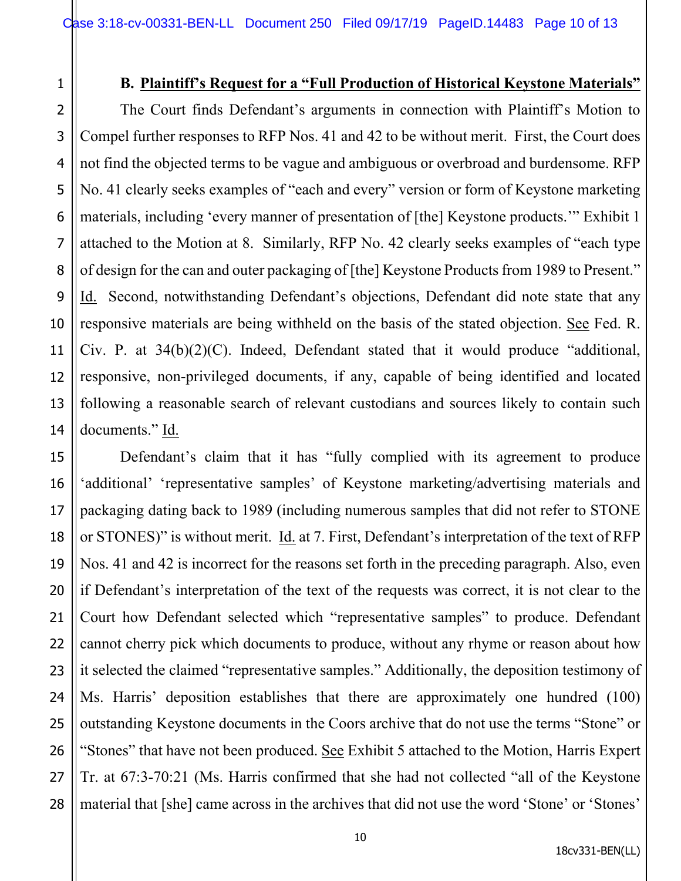### B. Plaintiff's Request for a "Full Production of Historical Keystone Materials"

The Court finds Defendant's arguments in connection with Plaintiff's Motion to Compel further responses to RFP Nos. 41 and 42 to be without merit. First, the Court does not find the objected terms to be vague and ambiguous or overbroad and burdensome. RFP No. 41 clearly seeks examples of "each and every" version or form of Keystone marketing materials, including 'every manner of presentation of [the] Keystone products.'" Exhibit 1 attached to the Motion at 8. Similarly, RFP No. 42 clearly seeks examples of "each type of design for the can and outer packaging of [the] Keystone Products from 1989 to Present." Id. Second, notwithstanding Defendant's objections, Defendant did note state that any responsive materials are being withheld on the basis of the stated objection. See Fed. R. Civ. P. at 34(b)(2)(C). Indeed, Defendant stated that it would produce "additional, responsive, non-privileged documents, if any, capable of being identified and located following a reasonable search of relevant custodians and sources likely to contain such documents." Id.

Defendant's claim that it has "fully complied with its agreement to produce 'additional' 'representative samples' of Keystone marketing/advertising materials and packaging dating back to 1989 (including numerous samples that did not refer to STONE or STONES)" is without merit. Id. at 7. First, Defendant's interpretation of the text of RFP Nos. 41 and 42 is incorrect for the reasons set forth in the preceding paragraph. Also, even if Defendant's interpretation of the text of the requests was correct, it is not clear to the Court how Defendant selected which "representative samples" to produce. Defendant cannot cherry pick which documents to produce, without any rhyme or reason about how it selected the claimed "representative samples." Additionally, the deposition testimony of Ms. Harris' deposition establishes that there are approximately one hundred (100) outstanding Keystone documents in the Coors archive that do not use the terms "Stone" or "Stones" that have not been produced. See Exhibit 5 attached to the Motion, Harris Expert Tr. at 67:3-70:21 (Ms. Harris confirmed that she had not collected "all of the Keystone material that [she] came across in the archives that did not use the word 'Stone' or 'Stones'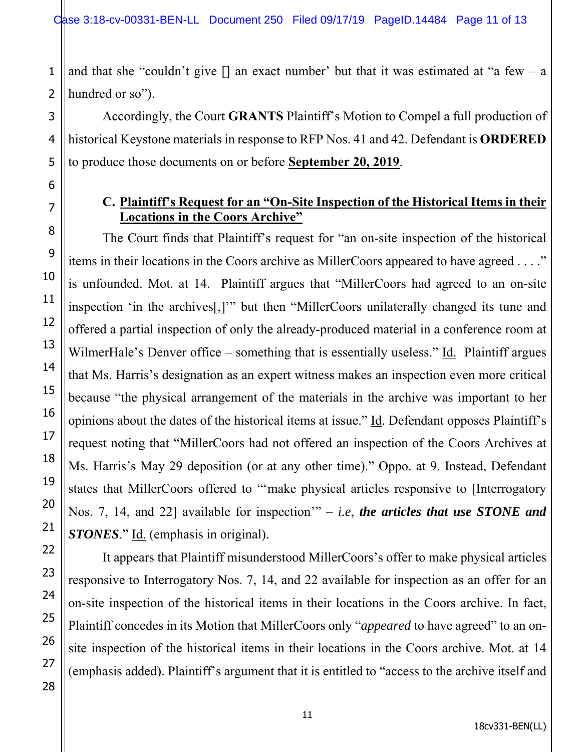and that she "couldn't give [] an exact number' but that it was estimated at "a few – a hundred or so").

Accordingly, the Court **GRANTS** Plaintiff's Motion to Compel a full production of historical Keystone materials in response to RFP Nos. 41 and 42. Defendant is **ORDERED** to produce those documents on or before **September 20, 2019**.

### C. Plaintiff's Request for an "On-Site Inspection of the Historical Items in their Locations in the Coors Archive"

The Court finds that Plaintiff's request for "an on-site inspection of the historical items in their locations in the Coors archive as MillerCoors appeared to have agreed . . . ." is unfounded. Mot. at 14. Plaintiff argues that "MillerCoors had agreed to an on-site inspection 'in the archives[,]'" but then "MillerCoors unilaterally changed its tune and offered a partial inspection of only the already-produced material in a conference room at WilmerHale's Denver office – something that is essentially useless." Id. Plaintiff argues that Ms. Harris's designation as an expert witness makes an inspection even more critical because "the physical arrangement of the materials in the archive was important to her opinions about the dates of the historical items at issue." Id. Defendant opposes Plaintiff's request noting that "MillerCoors had not offered an inspection of the Coors Archives at Ms. Harris's May 29 deposition (or at any other time)." Oppo. at 9. Instead, Defendant states that MillerCoors offered to "'make physical articles responsive to [Interrogatory Nos. 7, 14, and 22] available for inspection'" – *i.e*, ***the articles that use STONE and STONES***." Id. (emphasis in original).

It appears that Plaintiff misunderstood MillerCoors's offer to make physical articles responsive to Interrogatory Nos. 7, 14, and 22 available for inspection as an offer for an on-site inspection of the historical items in their locations in the Coors archive. In fact, Plaintiff concedes in its Motion that MillerCoors only "*appeared* to have agreed" to an on-site inspection of the historical items in their locations in the Coors archive. Mot. at 14 (emphasis added). Plaintiff's argument that it is entitled to "access to the archive itself and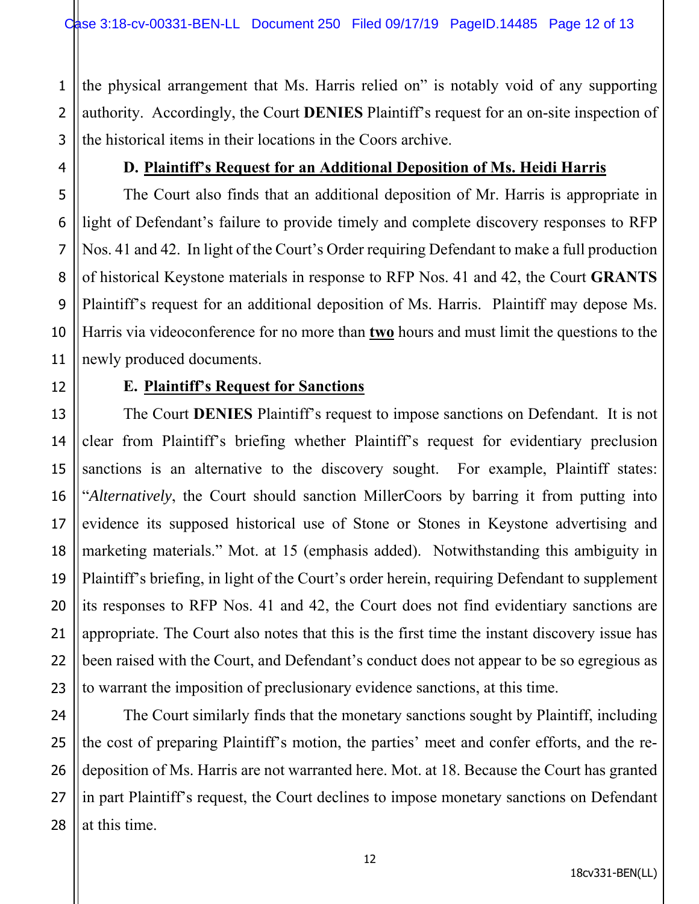the physical arrangement that Ms. Harris relied on" is notably void of any supporting authority. Accordingly, the Court **DENIES** Plaintiff's request for an on-site inspection of the historical items in their locations in the Coors archive.

### D. <u>Plaintiff's Request for an Additional Deposition of Ms. Heidi Harris</u>

The Court also finds that an additional deposition of Mr. Harris is appropriate in light of Defendant's failure to provide timely and complete discovery responses to RFP Nos. 41 and 42. In light of the Court's Order requiring Defendant to make a full production of historical Keystone materials in response to RFP Nos. 41 and 42, the Court **GRANTS** Plaintiff's request for an additional deposition of Ms. Harris. Plaintiff may depose Ms. Harris via videoconference for no more than **<u>two</u>** hours and must limit the questions to the newly produced documents.

### E. <u>Plaintiff's Request for Sanctions</u>

The Court **DENIES** Plaintiff's request to impose sanctions on Defendant. It is not clear from Plaintiff's briefing whether Plaintiff's request for evidentiary preclusion sanctions is an alternative to the discovery sought. For example, Plaintiff states: "*Alternatively*, the Court should sanction MillerCoors by barring it from putting into evidence its supposed historical use of Stone or Stones in Keystone advertising and marketing materials." Mot. at 15 (emphasis added). Notwithstanding this ambiguity in Plaintiff's briefing, in light of the Court's order herein, requiring Defendant to supplement its responses to RFP Nos. 41 and 42, the Court does not find evidentiary sanctions are appropriate. The Court also notes that this is the first time the instant discovery issue has been raised with the Court, and Defendant's conduct does not appear to be so egregious as to warrant the imposition of preclusionary evidence sanctions, at this time.

The Court similarly finds that the monetary sanctions sought by Plaintiff, including the cost of preparing Plaintiff's motion, the parties' meet and confer efforts, and the re-deposition of Ms. Harris are not warranted here. Mot. at 18. Because the Court has granted in part Plaintiff's request, the Court declines to impose monetary sanctions on Defendant at this time.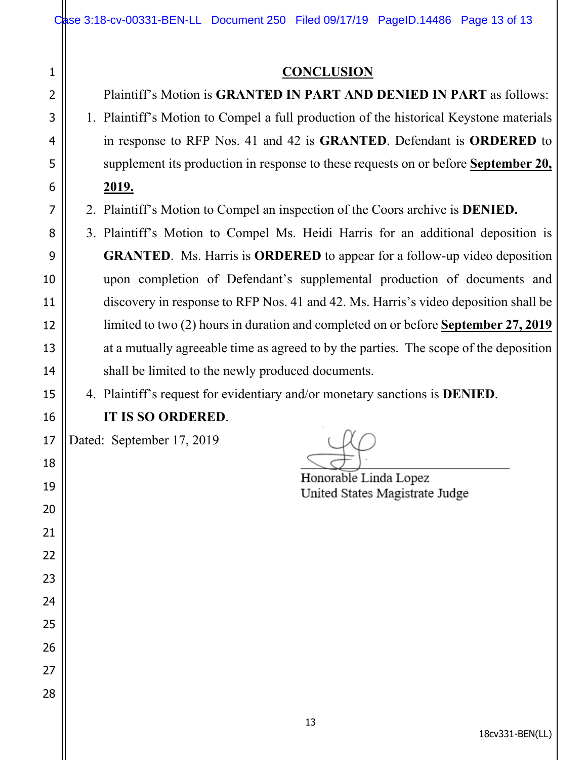## CONCLUSION

Plaintiff's Motion is **GRANTED IN PART AND DENIED IN PART** as follows:

1. Plaintiff's Motion to Compel a full production of the historical Keystone materials in response to RFP Nos. 41 and 42 is **GRANTED**. Defendant is **ORDERED** to supplement its production in response to these requests on or before **September 20, 2019.**
2. Plaintiff's Motion to Compel an inspection of the Coors archive is **DENIED.**
3. Plaintiff's Motion to Compel Ms. Heidi Harris for an additional deposition is **GRANTED**. Ms. Harris is **ORDERED** to appear for a follow-up video deposition upon completion of Defendant's supplemental production of documents and discovery in response to RFP Nos. 41 and 42. Ms. Harris's video deposition shall be limited to two (2) hours in duration and completed on or before **September 27, 2019** at a mutually agreeable time as agreed to by the parties. The scope of the deposition shall be limited to the newly produced documents.
4. Plaintiff's request for evidentiary and/or monetary sanctions is **DENIED**.

**IT IS SO ORDERED**.

Dated: September 17, 2019

Honorable Linda Lopez
United States Magistrate Judge